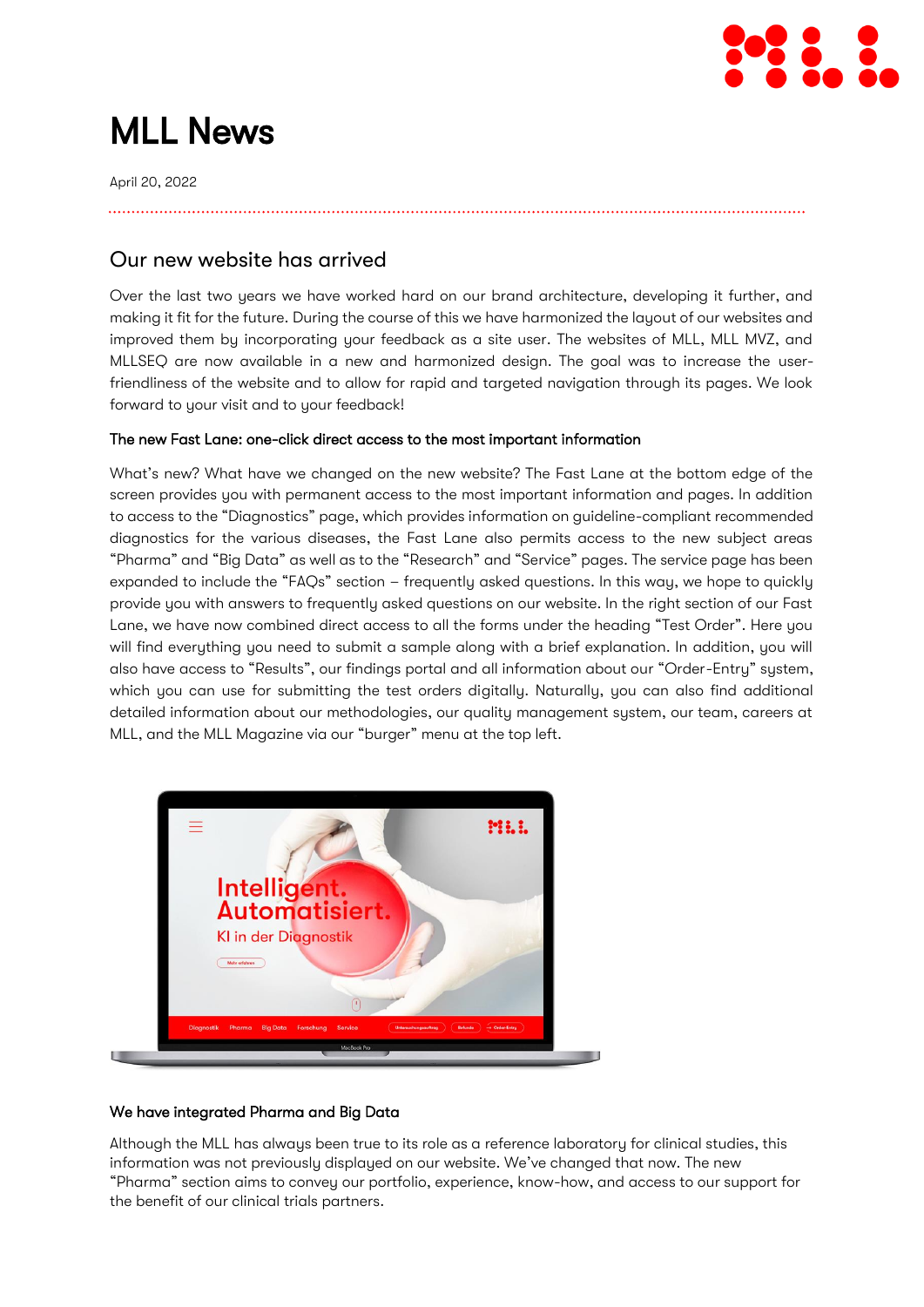# MLL News

April 20, 2022

## Our new website has arrived

Over the last two years we have worked hard on our brand architecture, developing it further, and making it fit for the future. During the course of this we have harmonized the layout of our websites and improved them by incorporating your feedback as a site user. The websites of MLL, MLL MVZ, and MLLSEQ are now available in a new and harmonized design. The goal was to increase the user-friendliness of the website and to allow for rapid and targeted navigation through its pages. We look forward to your visit and to your feedback!

### The new Fast Lane: one-click direct access to the most important information

What's new? What have we changed on the new website? The Fast Lane at the bottom edge of the screen provides you with permanent access to the most important information and pages. In addition to access to the "Diagnostics" page, which provides information on guideline-compliant recommended diagnostics for the various diseases, the Fast Lane also permits access to the new subject areas "Pharma" and "Big Data" as well as to the "Research" and "Service" pages. The service page has been expanded to include the "FAQs" section – frequently asked questions. In this way, we hope to quickly provide you with answers to frequently asked questions on our website. In the right section of our Fast Lane, we have now combined direct access to all the forms under the heading "Test Order". Here you will find everything you need to submit a sample along with a brief explanation. In addition, you will also have access to "Results", our findings portal and all information about our "Order-Entry" system, which you can use for submitting the test orders digitally. Naturally, you can also find additional detailed information about our methodologies, our quality management system, our team, careers at MLL, and the MLL Magazine via our "burger" menu at the top left.

### We have integrated Pharma and Big Data

Although the MLL has always been true to its role as a reference laboratory for clinical studies, this information was not previously displayed on our website. We've changed that now. The new "Pharma" section aims to convey our portfolio, experience, know-how, and access to our support for the benefit of our clinical trials partners.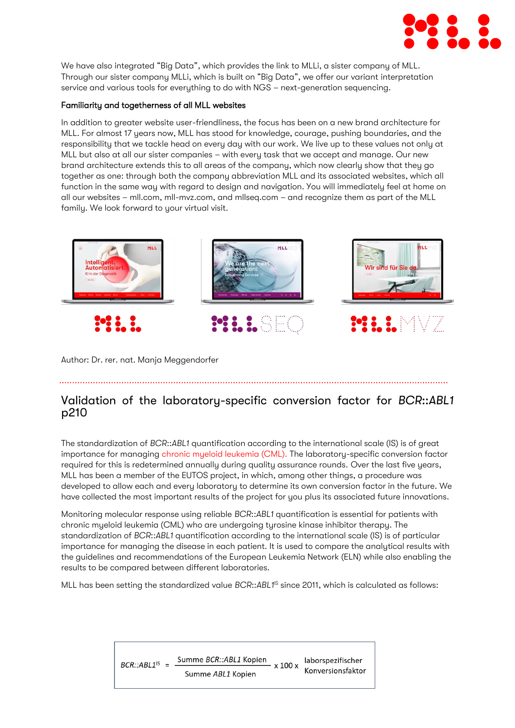We have also integrated "Big Data", which provides the link to MLLi, a sister company of MLL. Through our sister company MLLi, which is built on "Big Data", we offer our variant interpretation service and various tools for everything to do with NGS – next-generation sequencing.

**Familiarity and togetherness of all MLL websites**

In addition to greater website user-friendliness, the focus has been on a new brand architecture for MLL. For almost 17 years now, MLL has stood for knowledge, courage, pushing boundaries, and the responsibility that we tackle head on every day with our work. We live up to these values not only at MLL but also at all our sister companies – with every task that we accept and manage. Our new brand architecture extends this to all areas of the company, which now clearly show that they go together as one: through both the company abbreviation MLL and its associated websites, which all function in the same way with regard to design and navigation. You will immediately feel at home on all our websites – mll.com, mll-mvz.com, and mllseq.com – and recognize them as part of the MLL family. We look forward to your virtual visit.

Author: Dr. rer. nat. Manja Meggendorfer

## Validation of the laboratory-specific conversion factor for *BCR*::*ABL1* p210

The standardization of *BCR*::*ABL1* quantification according to the international scale (IS) is of great importance for managing chronic myeloid leukemia (CML). The laboratory-specific conversion factor required for this is redetermined annually during quality assurance rounds. Over the last five years, MLL has been a member of the EUTOS project, in which, among other things, a procedure was developed to allow each and every laboratory to determine its own conversion factor in the future. We have collected the most important results of the project for you plus its associated future innovations.

Monitoring molecular response using reliable *BCR*::*ABL1* quantification is essential for patients with chronic myeloid leukemia (CML) who are undergoing tyrosine kinase inhibitor therapy. The standardization of *BCR*::*ABL1* quantification according to the international scale (IS) is of particular importance for managing the disease in each patient. It is used to compare the analytical results with the guidelines and recommendations of the European Leukemia Network (ELN) while also enabling the results to be compared between different laboratories.

MLL has been setting the standardized value *BCR*::*ABL1*$^{IS}$ since 2011, which is calculated as follows:

$$BCR::ABL1^{IS} = \frac{\text{Summe } BCR::ABL1 \text{ Kopien}}{\text{Summe } ABL1 \text{ Kopien}} \times 100 \times \text{laborspezifischer Konversionsfaktor}$$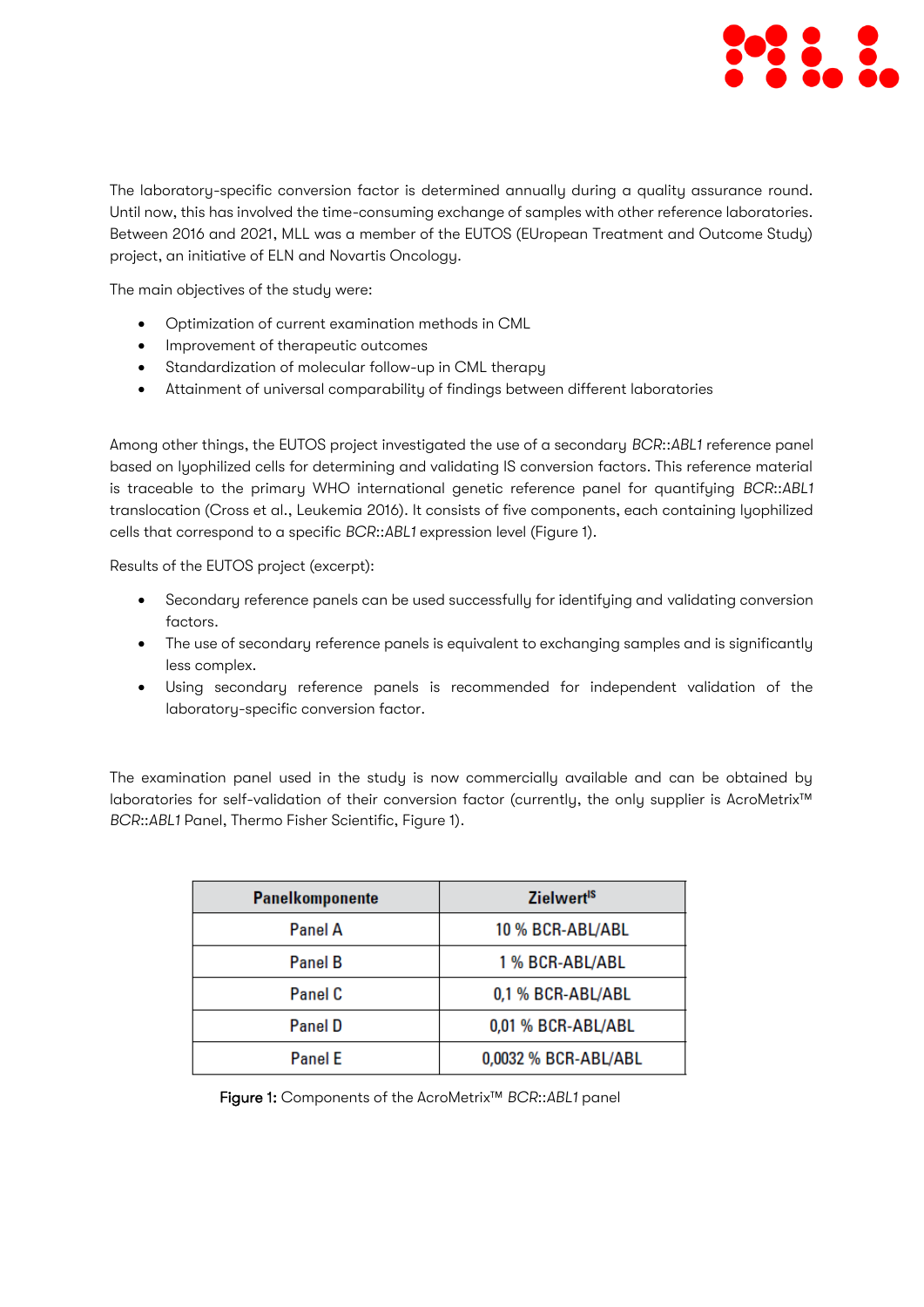The laboratory-specific conversion factor is determined annually during a quality assurance round. Until now, this has involved the time-consuming exchange of samples with other reference laboratories. Between 2016 and 2021, MLL was a member of the EUTOS (EUropean Treatment and Outcome Study) project, an initiative of ELN and Novartis Oncology.

The main objectives of the study were:

- Optimization of current examination methods in CML
- Improvement of therapeutic outcomes
- Standardization of molecular follow-up in CML therapy
- Attainment of universal comparability of findings between different laboratories

Among other things, the EUTOS project investigated the use of a secondary *BCR*::*ABL1* reference panel based on lyophilized cells for determining and validating IS conversion factors. This reference material is traceable to the primary WHO international genetic reference panel for quantifying *BCR*::*ABL1* translocation (Cross et al., Leukemia 2016). It consists of five components, each containing lyophilized cells that correspond to a specific *BCR*::*ABL1* expression level (Figure 1).

Results of the EUTOS project (excerpt):

- Secondary reference panels can be used successfully for identifying and validating conversion factors.
- The use of secondary reference panels is equivalent to exchanging samples and is significantly less complex.
- Using secondary reference panels is recommended for independent validation of the laboratory-specific conversion factor.

The examination panel used in the study is now commercially available and can be obtained by laboratories for self-validation of their conversion factor (currently, the only supplier is AcroMetrix™ *BCR*::*ABL1* Panel, Thermo Fisher Scientific, Figure 1).

| Panelkomponente | Zielwert$^{IS}$ |
|---|---|
| Panel A | 10 % BCR-ABL/ABL |
| Panel B | 1 % BCR-ABL/ABL |
| Panel C | 0,1 % BCR-ABL/ABL |
| Panel D | 0,01 % BCR-ABL/ABL |
| Panel E | 0,0032 % BCR-ABL/ABL |

**Figure 1:** Components of the AcroMetrix™ *BCR*::*ABL1* panel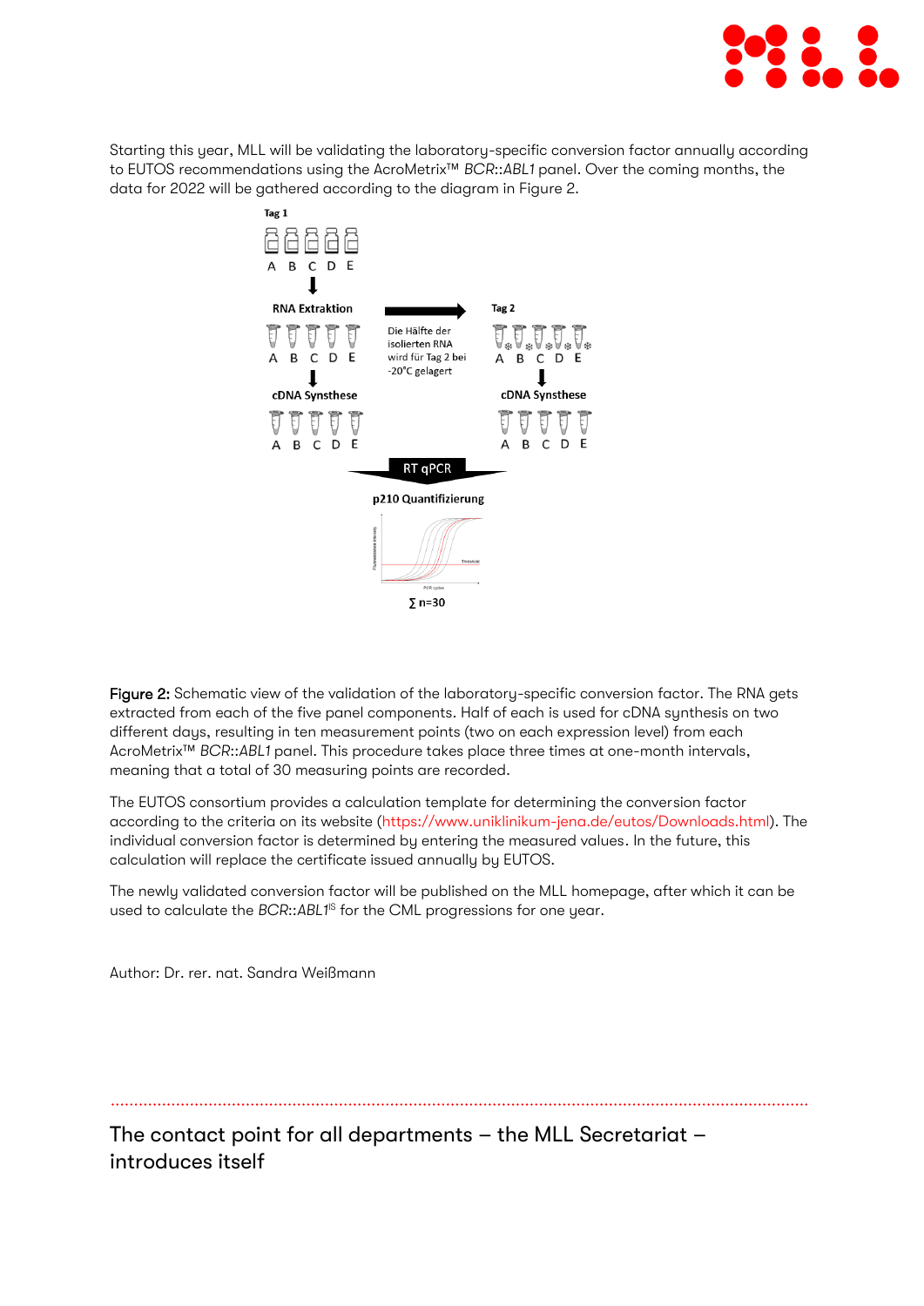Starting this year, MLL will be validating the laboratory-specific conversion factor annually according to EUTOS recommendations using the AcroMetrix™ *BCR*::*ABL1* panel. Over the coming months, the data for 2022 will be gathered according to the diagram in Figure 2.

Tag 1

A B C D E

RNA Extraktion

Die Hälfte der isolierten RNA wird für Tag 2 bei -20°C gelagert

Tag 2

A B C D E

cDNA Synsthese

A B C D E

cDNA Synsthese

A B C D E

A B C D E

RT qPCR

p210 Quantifizierung

∑ n=30

Figure 2: Schematic view of the validation of the laboratory-specific conversion factor. The RNA gets extracted from each of the five panel components. Half of each is used for cDNA synthesis on two different days, resulting in ten measurement points (two on each expression level) from each AcroMetrix™ *BCR*::*ABL1* panel. This procedure takes place three times at one-month intervals, meaning that a total of 30 measuring points are recorded.

The EUTOS consortium provides a calculation template for determining the conversion factor according to the criteria on its website (https://www.uniklinikum-jena.de/eutos/Downloads.html). The individual conversion factor is determined by entering the measured values. In the future, this calculation will replace the certificate issued annually by EUTOS.

The newly validated conversion factor will be published on the MLL homepage, after which it can be used to calculate the *BCR*::*ABL1*$^{IS}$ for the CML progressions for one year.

Author: Dr. rer. nat. Sandra Weißmann

## The contact point for all departments – the MLL Secretariat – introduces itself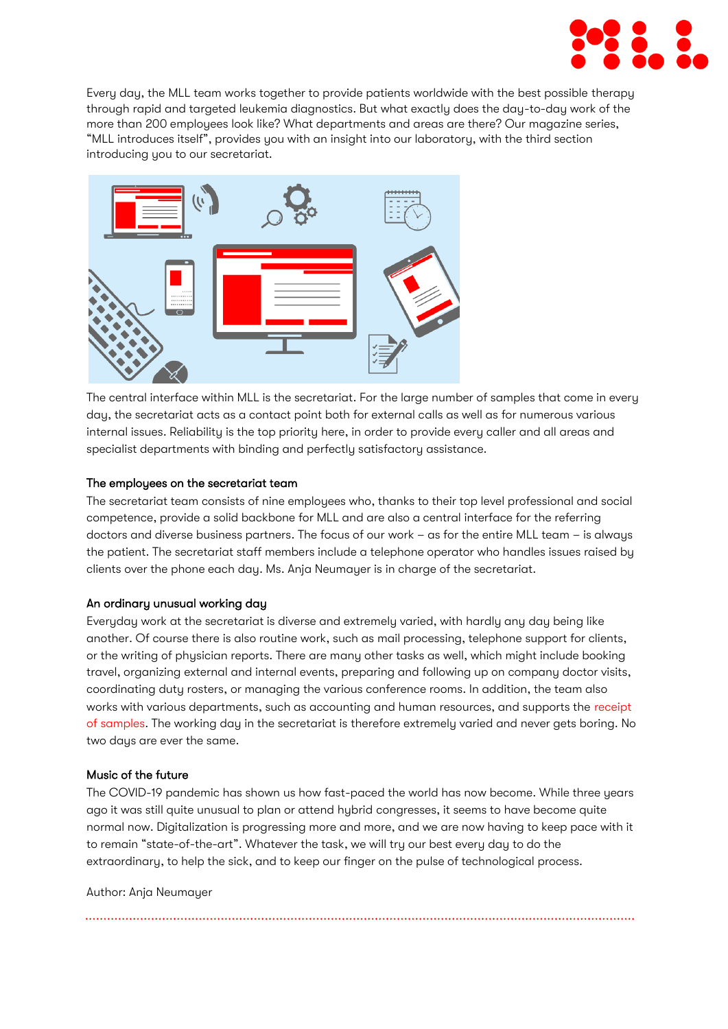Every day, the MLL team works together to provide patients worldwide with the best possible therapy through rapid and targeted leukemia diagnostics. But what exactly does the day-to-day work of the more than 200 employees look like? What departments and areas are there? Our magazine series, “MLL introduces itself”, provides you with an insight into our laboratory, with the third section introducing you to our secretariat.

The central interface within MLL is the secretariat. For the large number of samples that come in every day, the secretariat acts as a contact point both for external calls as well as for numerous various internal issues. Reliability is the top priority here, in order to provide every caller and all areas and specialist departments with binding and perfectly satisfactory assistance.

### The employees on the secretariat team

The secretariat team consists of nine employees who, thanks to their top level professional and social competence, provide a solid backbone for MLL and are also a central interface for the referring doctors and diverse business partners. The focus of our work – as for the entire MLL team – is always the patient. The secretariat staff members include a telephone operator who handles issues raised by clients over the phone each day. Ms. Anja Neumayer is in charge of the secretariat.

### An ordinary unusual working day

Everyday work at the secretariat is diverse and extremely varied, with hardly any day being like another. Of course there is also routine work, such as mail processing, telephone support for clients, or the writing of physician reports. There are many other tasks as well, which might include booking travel, organizing external and internal events, preparing and following up on company doctor visits, coordinating duty rosters, or managing the various conference rooms. In addition, the team also works with various departments, such as accounting and human resources, and supports the receipt of samples. The working day in the secretariat is therefore extremely varied and never gets boring. No two days are ever the same.

### Music of the future

The COVID-19 pandemic has shown us how fast-paced the world has now become. While three years ago it was still quite unusual to plan or attend hybrid congresses, it seems to have become quite normal now. Digitalization is progressing more and more, and we are now having to keep pace with it to remain “state-of-the-art”. Whatever the task, we will try our best every day to do the extraordinary, to help the sick, and to keep our finger on the pulse of technological process.

Author: Anja Neumayer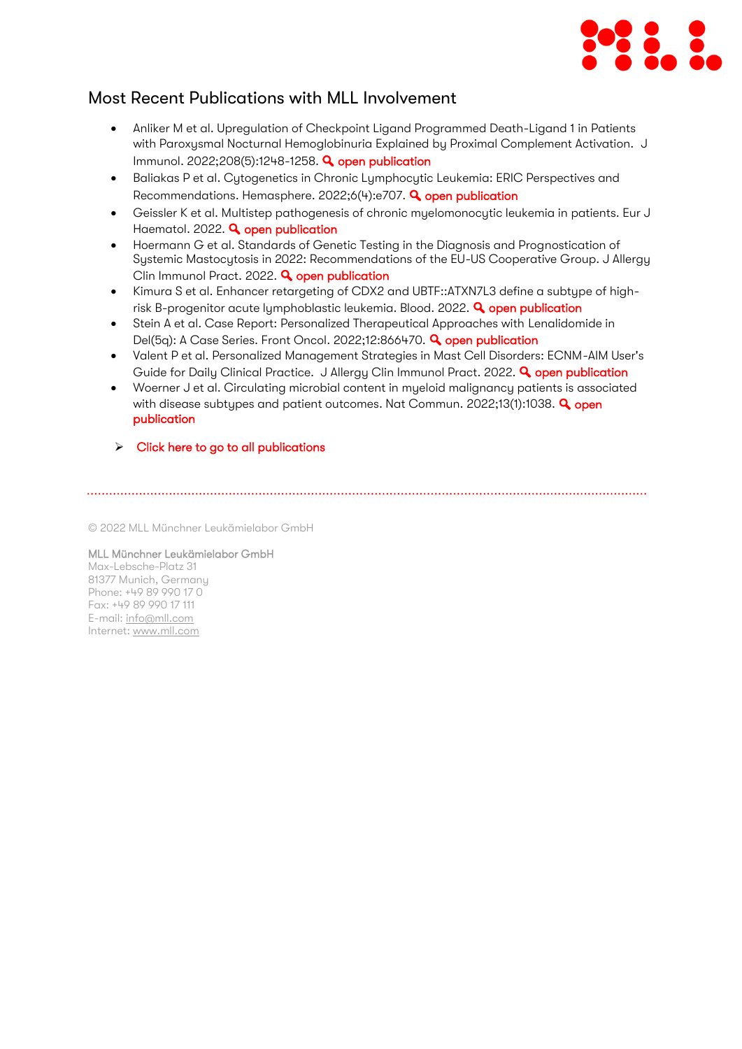## Most Recent Publications with MLL Involvement

- Anliker M et al. Upregulation of Checkpoint Ligand Programmed Death-Ligand 1 in Patients with Paroxysmal Nocturnal Hemoglobinuria Explained by Proximal Complement Activation. J Immunol. 2022;208(5):1248-1258. open publication
- Baliakas P et al. Cytogenetics in Chronic Lymphocytic Leukemia: ERIC Perspectives and Recommendations. Hemasphere. 2022;6(4):e707. open publication
- Geissler K et al. Multistep pathogenesis of chronic myelomonocytic leukemia in patients. Eur J Haematol. 2022. open publication
- Hoermann G et al. Standards of Genetic Testing in the Diagnosis and Prognostication of Systemic Mastocytosis in 2022: Recommendations of the EU-US Cooperative Group. J Allergy Clin Immunol Pract. 2022. open publication
- Kimura S et al. Enhancer retargeting of CDX2 and UBTF::ATXN7L3 define a subtype of high-risk B-progenitor acute lymphoblastic leukemia. Blood. 2022. open publication
- Stein A et al. Case Report: Personalized Therapeutical Approaches with Lenalidomide in Del(5q): A Case Series. Front Oncol. 2022;12:866470. open publication
- Valent P et al. Personalized Management Strategies in Mast Cell Disorders: ECNM-AIM User's Guide for Daily Clinical Practice. J Allergy Clin Immunol Pract. 2022. open publication
- Woerner J et al. Circulating microbial content in myeloid malignancy patients is associated with disease subtypes and patient outcomes. Nat Commun. 2022;13(1):1038. open publication

➢ Click here to go to all publications

© 2022 MLL Münchner Leukämielabor GmbH

MLL Münchner Leukämielabor GmbH
Max-Lebsche-Platz 31
81377 Munich, Germany
Phone: +49 89 990 17 0
Fax: +49 89 990 17 111
E-mail: info@mll.com
Internet: www.mll.com